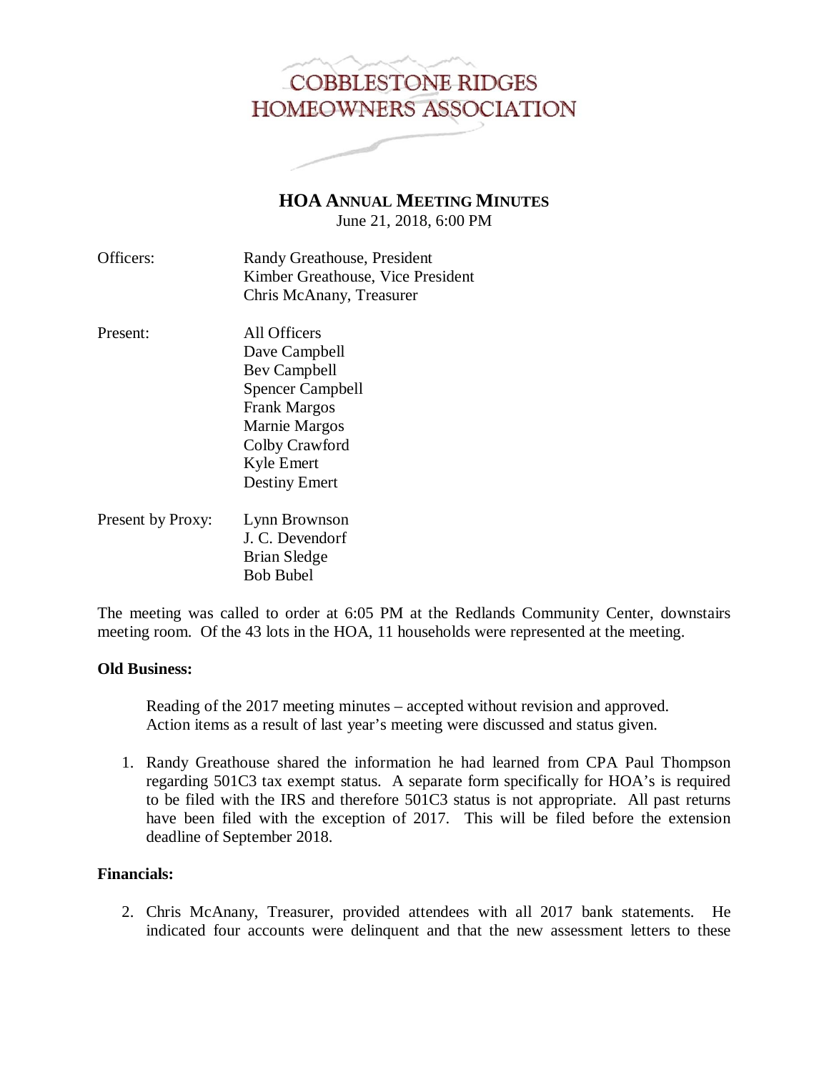# COBBLESTONE RIDGES HOMEOWNERS ASSOCIATION

## HOA ANNUAL MEETING MINUTES

June 21, 2018, 6:00 PM

| | |
|---|---|
| Officers: | Randy Greathouse, President<br>Kimber Greathouse, Vice President<br>Chris McAnany, Treasurer |
| Present: | All Officers<br>Dave Campbell<br>Bev Campbell<br>Spencer Campbell<br>Frank Margos<br>Marnie Margos<br>Colby Crawford<br>Kyle Emert<br>Destiny Emert |
| Present by Proxy: | Lynn Brownson<br>J. C. Devendorf<br>Brian Sledge<br>Bob Bubel |

The meeting was called to order at 6:05 PM at the Redlands Community Center, downstairs meeting room. Of the 43 lots in the HOA, 11 households were represented at the meeting.

**Old Business:**

Reading of the 2017 meeting minutes – accepted without revision and approved.
Action items as a result of last year's meeting were discussed and status given.

1. Randy Greathouse shared the information he had learned from CPA Paul Thompson regarding 501C3 tax exempt status. A separate form specifically for HOA's is required to be filed with the IRS and therefore 501C3 status is not appropriate. All past returns have been filed with the exception of 2017. This will be filed before the extension deadline of September 2018.

**Financials:**

2. Chris McAnany, Treasurer, provided attendees with all 2017 bank statements. He indicated four accounts were delinquent and that the new assessment letters to these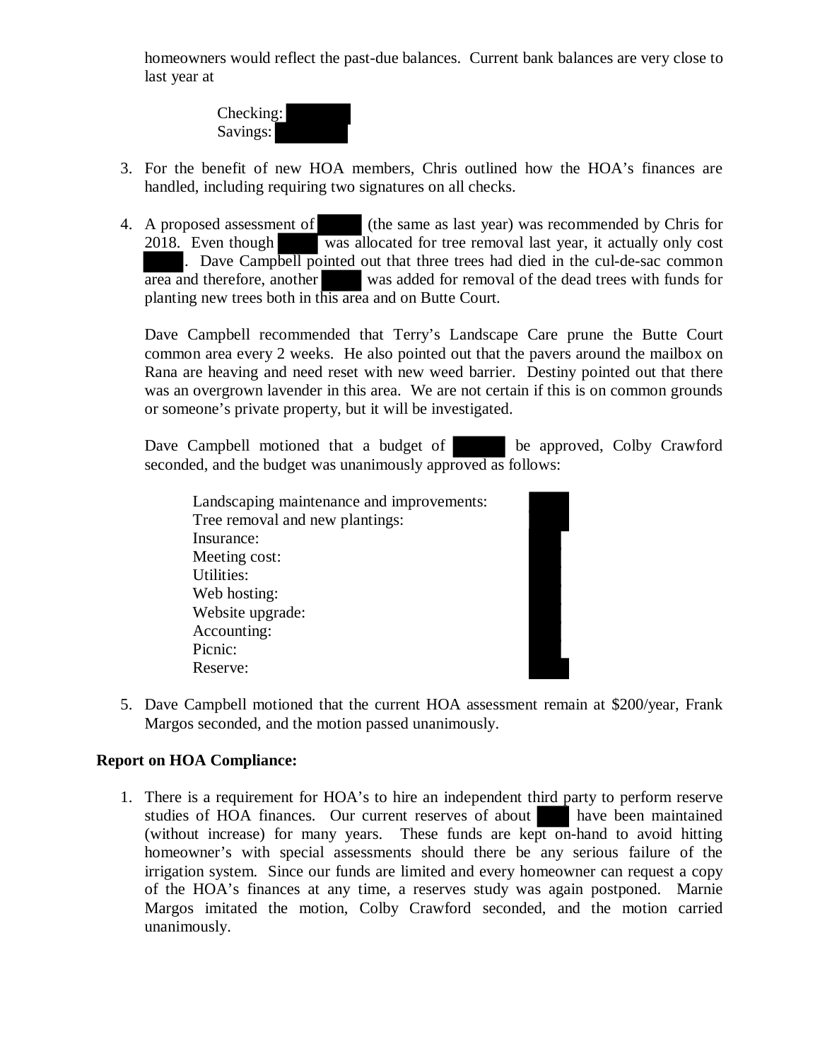homeowners would reflect the past-due balances. Current bank balances are very close to last year at

Checking:
Savings:

3. For the benefit of new HOA members, Chris outlined how the HOA's finances are handled, including requiring two signatures on all checks.

4. A proposed assessment of (the same as last year) was recommended by Chris for 2018. Even though was allocated for tree removal last year, it actually only cost . Dave Campbell pointed out that three trees had died in the cul-de-sac common area and therefore, another was added for removal of the dead trees with funds for planting new trees both in this area and on Butte Court.

   Dave Campbell recommended that Terry's Landscape Care prune the Butte Court common area every 2 weeks. He also pointed out that the pavers around the mailbox on Rana are heaving and need reset with new weed barrier. Destiny pointed out that there was an overgrown lavender in this area. We are not certain if this is on common grounds or someone's private property, but it will be investigated.

   Dave Campbell motioned that a budget of be approved, Colby Crawford seconded, and the budget was unanimously approved as follows:

   Landscaping maintenance and improvements:
   Tree removal and new plantings:
   Insurance:
   Meeting cost:
   Utilities:
   Web hosting:
   Website upgrade:
   Accounting:
   Picnic:
   Reserve:

5. Dave Campbell motioned that the current HOA assessment remain at $200/year, Frank Margos seconded, and the motion passed unanimously.

**Report on HOA Compliance:**

1. There is a requirement for HOA's to hire an independent third party to perform reserve studies of HOA finances. Our current reserves of about have been maintained (without increase) for many years. These funds are kept on-hand to avoid hitting homeowner's with special assessments should there be any serious failure of the irrigation system. Since our funds are limited and every homeowner can request a copy of the HOA's finances at any time, a reserves study was again postponed. Marnie Margos imitated the motion, Colby Crawford seconded, and the motion carried unanimously.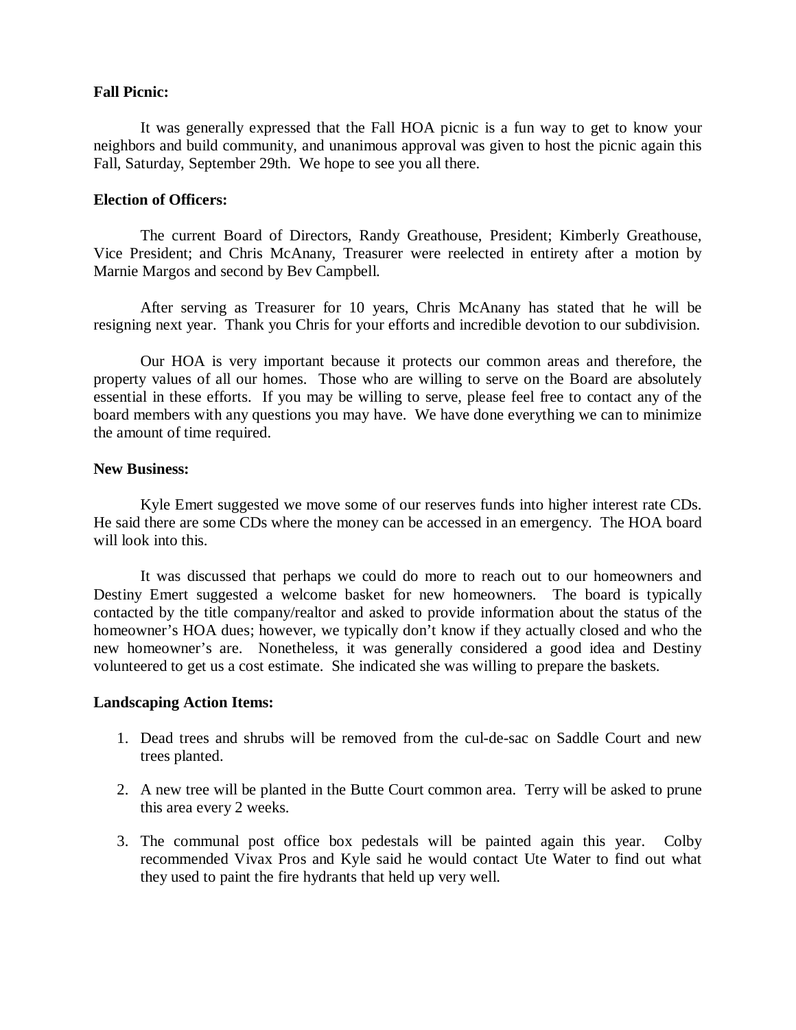**Fall Picnic:**

It was generally expressed that the Fall HOA picnic is a fun way to get to know your neighbors and build community, and unanimous approval was given to host the picnic again this Fall, Saturday, September 29th. We hope to see you all there.

**Election of Officers:**

The current Board of Directors, Randy Greathouse, President; Kimberly Greathouse, Vice President; and Chris McAnany, Treasurer were reelected in entirety after a motion by Marnie Margos and second by Bev Campbell.

After serving as Treasurer for 10 years, Chris McAnany has stated that he will be resigning next year. Thank you Chris for your efforts and incredible devotion to our subdivision.

Our HOA is very important because it protects our common areas and therefore, the property values of all our homes. Those who are willing to serve on the Board are absolutely essential in these efforts. If you may be willing to serve, please feel free to contact any of the board members with any questions you may have. We have done everything we can to minimize the amount of time required.

**New Business:**

Kyle Emert suggested we move some of our reserves funds into higher interest rate CDs. He said there are some CDs where the money can be accessed in an emergency. The HOA board will look into this.

It was discussed that perhaps we could do more to reach out to our homeowners and Destiny Emert suggested a welcome basket for new homeowners. The board is typically contacted by the title company/realtor and asked to provide information about the status of the homeowner's HOA dues; however, we typically don't know if they actually closed and who the new homeowner's are. Nonetheless, it was generally considered a good idea and Destiny volunteered to get us a cost estimate. She indicated she was willing to prepare the baskets.

**Landscaping Action Items:**

1. Dead trees and shrubs will be removed from the cul-de-sac on Saddle Court and new trees planted.

2. A new tree will be planted in the Butte Court common area. Terry will be asked to prune this area every 2 weeks.

3. The communal post office box pedestals will be painted again this year. Colby recommended Vivax Pros and Kyle said he would contact Ute Water to find out what they used to paint the fire hydrants that held up very well.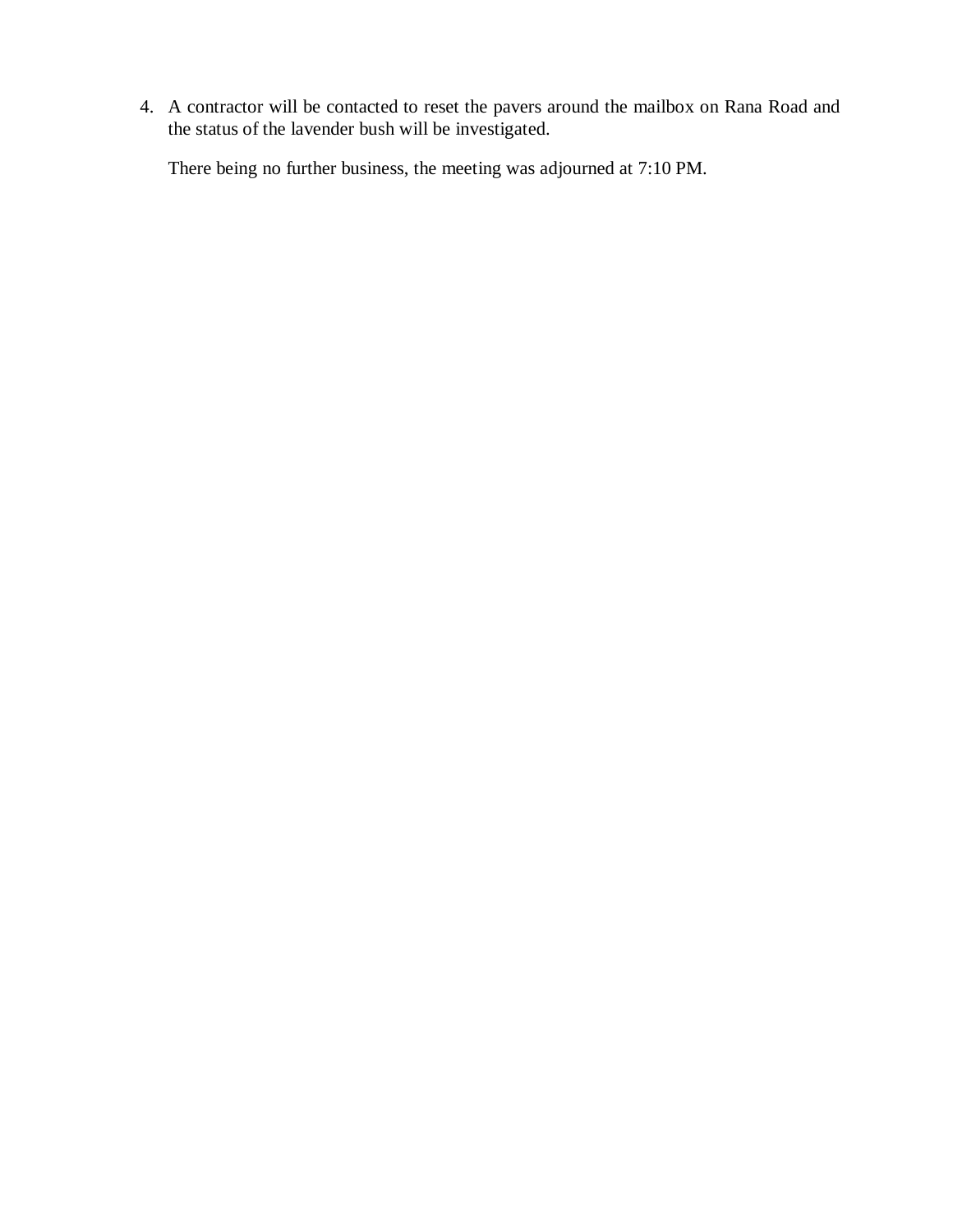4. A contractor will be contacted to reset the pavers around the mailbox on Rana Road and the status of the lavender bush will be investigated.

   There being no further business, the meeting was adjourned at 7:10 PM.